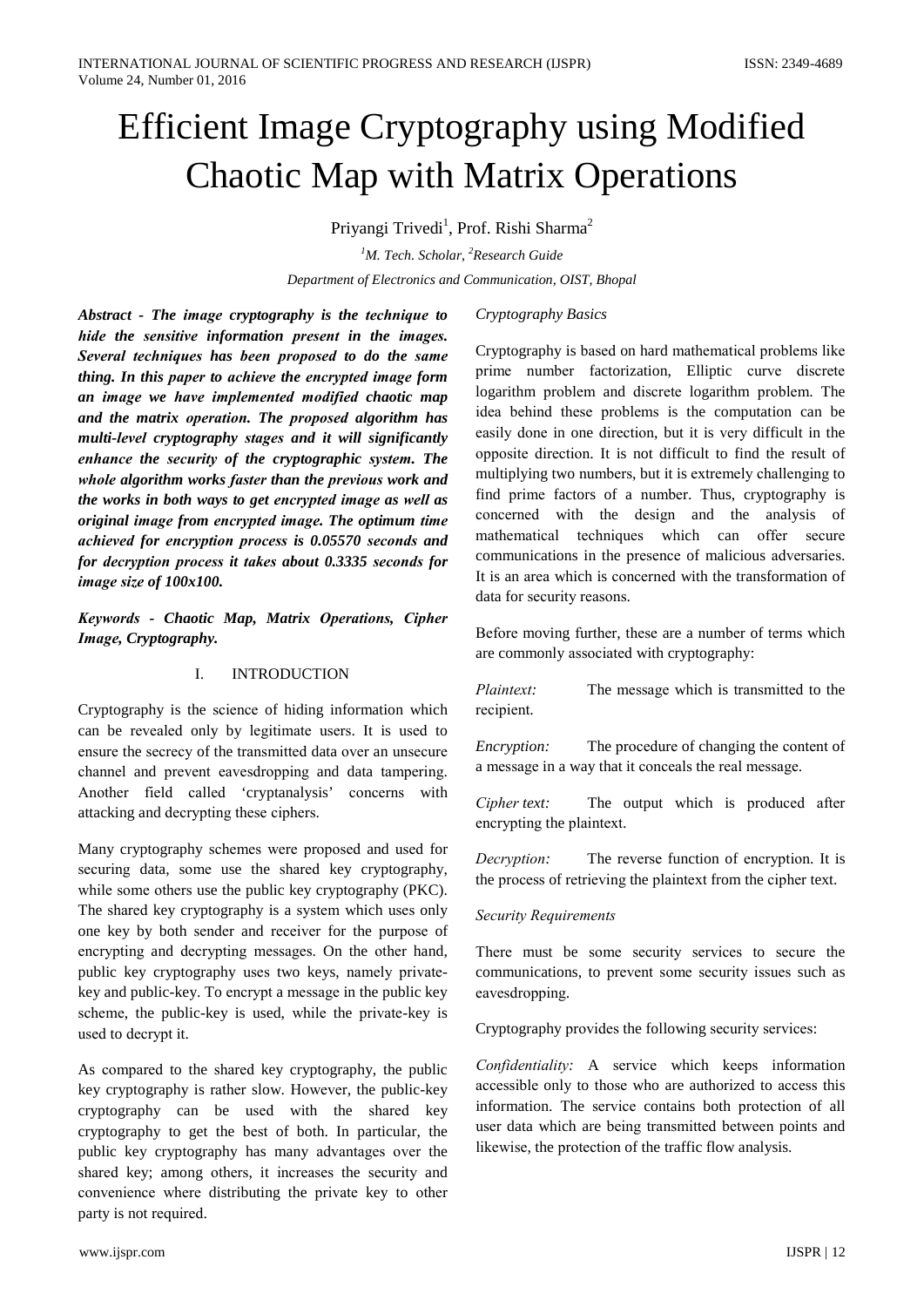# Efficient Image Cryptography using Modified Chaotic Map with Matrix Operations

Priyangi Trivedi[1], Prof. Rishi Sharma[2]

[1]*M. Tech. Scholar,* [2]*Research Guide*

*Department of Electronics and Communication, OIST, Bhopal*

***Abstract - The image cryptography is the technique to hide the sensitive information present in the images. Several techniques has been proposed to do the same thing. In this paper to achieve the encrypted image form an image we have implemented modified chaotic map and the matrix operation. The proposed algorithm has multi-level cryptography stages and it will significantly enhance the security of the cryptographic system. The whole algorithm works faster than the previous work and the works in both ways to get encrypted image as well as original image from encrypted image. The optimum time achieved for encryption process is 0.05570 seconds and for decryption process it takes about 0.3335 seconds for image size of 100x100.***

***Keywords - Chaotic Map, Matrix Operations, Cipher Image, Cryptography.***

## I. INTRODUCTION

Cryptography is the science of hiding information which can be revealed only by legitimate users. It is used to ensure the secrecy of the transmitted data over an unsecure channel and prevent eavesdropping and data tampering. Another field called 'cryptanalysis' concerns with attacking and decrypting these ciphers.

Many cryptography schemes were proposed and used for securing data, some use the shared key cryptography, while some others use the public key cryptography (PKC). The shared key cryptography is a system which uses only one key by both sender and receiver for the purpose of encrypting and decrypting messages. On the other hand, public key cryptography uses two keys, namely private-key and public-key. To encrypt a message in the public key scheme, the public-key is used, while the private-key is used to decrypt it.

As compared to the shared key cryptography, the public key cryptography is rather slow. However, the public-key cryptography can be used with the shared key cryptography to get the best of both. In particular, the public key cryptography has many advantages over the shared key; among others, it increases the security and convenience where distributing the private key to other party is not required.

*Cryptography Basics*

Cryptography is based on hard mathematical problems like prime number factorization, Elliptic curve discrete logarithm problem and discrete logarithm problem. The idea behind these problems is the computation can be easily done in one direction, but it is very difficult in the opposite direction. It is not difficult to find the result of multiplying two numbers, but it is extremely challenging to find prime factors of a number. Thus, cryptography is concerned with the design and the analysis of mathematical techniques which can offer secure communications in the presence of malicious adversaries. It is an area which is concerned with the transformation of data for security reasons.

Before moving further, these are a number of terms which are commonly associated with cryptography:

*Plaintext:* The message which is transmitted to the recipient.

*Encryption:* The procedure of changing the content of a message in a way that it conceals the real message.

*Cipher text:* The output which is produced after encrypting the plaintext.

*Decryption:* The reverse function of encryption. It is the process of retrieving the plaintext from the cipher text.

*Security Requirements*

There must be some security services to secure the communications, to prevent some security issues such as eavesdropping.

Cryptography provides the following security services:

*Confidentiality:* A service which keeps information accessible only to those who are authorized to access this information. The service contains both protection of all user data which are being transmitted between points and likewise, the protection of the traffic flow analysis.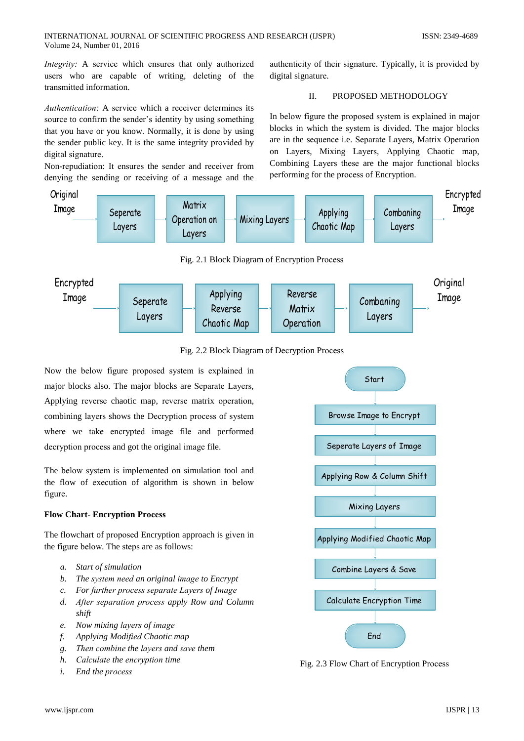*Integrity:* A service which ensures that only authorized users who are capable of writing, deleting of the transmitted information.

*Authentication:* A service which a receiver determines its source to confirm the sender's identity by using something that you have or you know. Normally, it is done by using the sender public key. It is the same integrity provided by digital signature.

Non-repudiation: It ensures the sender and receiver from denying the sending or receiving of a message and the authenticity of their signature. Typically, it is provided by digital signature.

## II. PROPOSED METHODOLOGY

In below figure the proposed system is explained in major blocks in which the system is divided. The major blocks are in the sequence i.e. Separate Layers, Matrix Operation on Layers, Mixing Layers, Applying Chaotic map, Combining Layers these are the major functional blocks performing for the process of Encryption.

Original Image → Seperate Layers → Matrix Operation on Layers → Mixing Layers → Applying Chaotic Map → Combaning Layers → Encrypted Image

Fig. 2.1 Block Diagram of Encryption Process

Encrypted Image → Seperate Layers → Applying Reverse Chaotic Map → Reverse Matrix Operation → Combaning Layers → Original Image

Fig. 2.2 Block Diagram of Decryption Process

Now the below figure proposed system is explained in major blocks also. The major blocks are Separate Layers, Applying reverse chaotic map, reverse matrix operation, combining layers shows the Decryption process of system where we take encrypted image file and performed decryption process and got the original image file.

The below system is implemented on simulation tool and the flow of execution of algorithm is shown in below figure.

**Flow Chart- Encryption Process**

The flowchart of proposed Encryption approach is given in the figure below. The steps are as follows:

*a. Start of simulation*
*b. The system need an original image to Encrypt*
*c. For further process separate Layers of Image*
*d. After separation process apply Row and Column shift*
*e. Now mixing layers of image*
*f. Applying Modified Chaotic map*
*g. Then combine the layers and save them*
*h. Calculate the encryption time*
*i. End the process*

Start → Browse Image to Encrypt → Seperate Layers of Image → Applying Row & Column Shift → Mixing Layers → Applying Modified Chaotic Map → Combine Layers & Save → Calculate Encryption Time → End

Fig. 2.3 Flow Chart of Encryption Process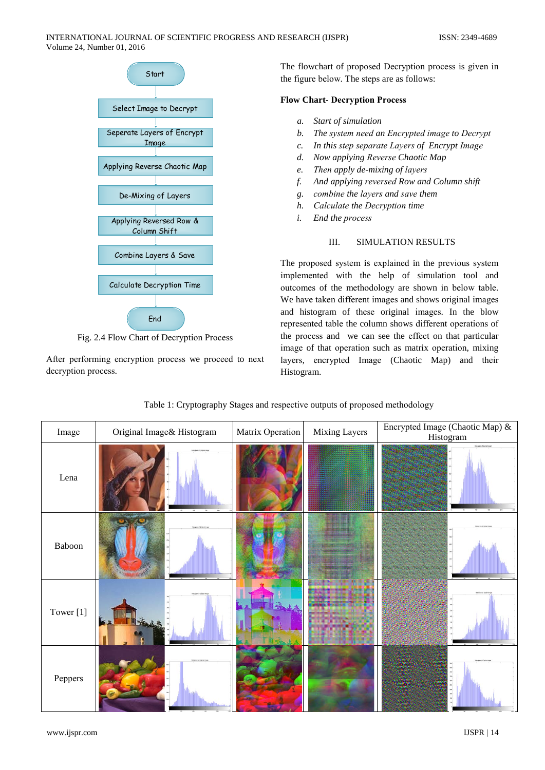Start

Select Image to Decrypt

Seperate Layers of Encrypt Image

Applying Reverse Chaotic Map

De-Mixing of Layers

Applying Reversed Row & Column Shift

Combine Layers & Save

Calculate Decryption Time

End

Fig. 2.4 Flow Chart of Decryption Process

After performing encryption process we proceed to next decryption process.

The flowchart of proposed Decryption process is given in the figure below. The steps are as follows:

**Flow Chart- Decryption Process**

a. *Start of simulation*
b. *The system need an Encrypted image to Decrypt*
c. *In this step separate Layers of Encrypt Image*
d. *Now applying Reverse Chaotic Map*
e. *Then apply de-mixing of layers*
f. *And applying reversed Row and Column shift*
g. *combine the layers and save them*
h. *Calculate the Decryption time*
i. *End the process*

## III. SIMULATION RESULTS

The proposed system is explained in the previous system implemented with the help of simulation tool and outcomes of the methodology are shown in below table. We have taken different images and shows original images and histogram of these original images. In the blow represented table the column shows different operations of the process and we can see the effect on that particular image of that operation such as matrix operation, mixing layers, encrypted Image (Chaotic Map) and their Histogram.

Table 1: Cryptography Stages and respective outputs of proposed methodology

| Image | Original Image& Histogram | Matrix Operation | Mixing Layers | Encrypted Image (Chaotic Map) & Histogram |
|---|---|---|---|---|
| Lena | | | | |
| Baboon | | | | |
| Tower [1] | | | | |
| Peppers | | | | |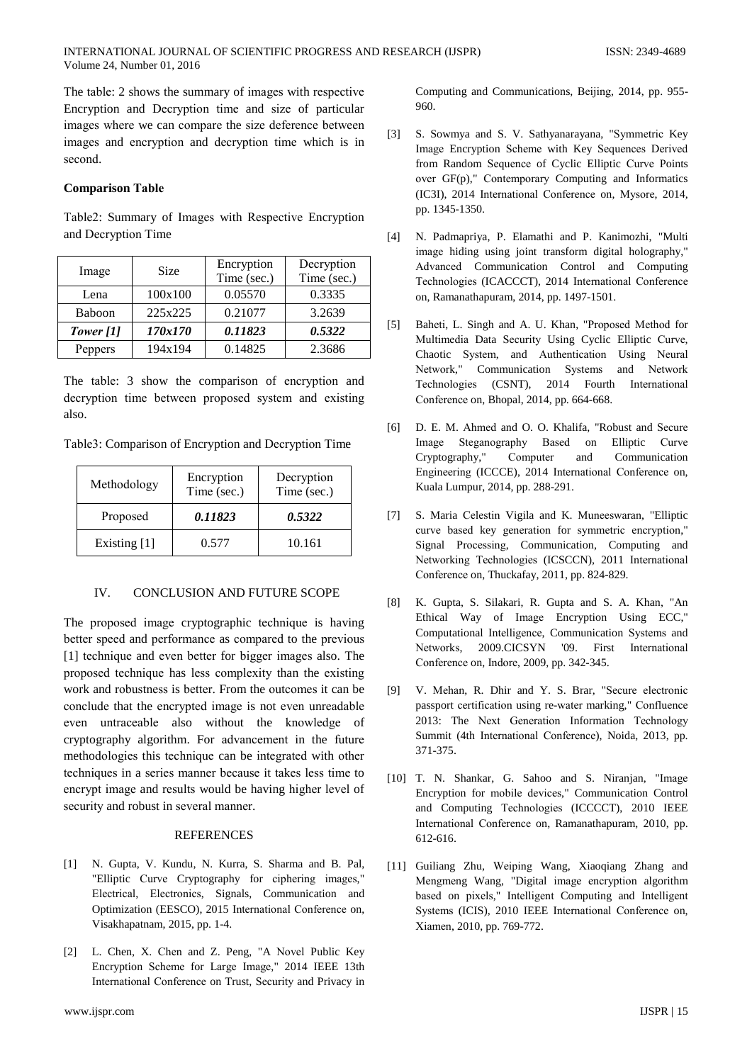The table: 2 shows the summary of images with respective Encryption and Decryption time and size of particular images where we can compare the size deference between images and encryption and decryption time which is in second.

**Comparison Table**

Table2: Summary of Images with Respective Encryption and Decryption Time

| Image | Size | Encryption Time (sec.) | Decryption Time (sec.) |
|---|---|---|---|
| Lena | 100x100 | 0.05570 | 0.3335 |
| Baboon | 225x225 | 0.21077 | 3.2639 |
| ***Tower [1]*** | ***170x170*** | ***0.11823*** | ***0.5322*** |
| Peppers | 194x194 | 0.14825 | 2.3686 |

The table: 3 show the comparison of encryption and decryption time between proposed system and existing also.

Table3: Comparison of Encryption and Decryption Time

| Methodology | Encryption Time (sec.) | Decryption Time (sec.) |
|---|---|---|
| Proposed | ***0.11823*** | ***0.5322*** |
| Existing [1] | 0.577 | 10.161 |

## IV. CONCLUSION AND FUTURE SCOPE

The proposed image cryptographic technique is having better speed and performance as compared to the previous [1] technique and even better for bigger images also. The proposed technique has less complexity than the existing work and robustness is better. From the outcomes it can be conclude that the encrypted image is not even unreadable even untraceable also without the knowledge of cryptography algorithm. For advancement in the future methodologies this technique can be integrated with other techniques in a series manner because it takes less time to encrypt image and results would be having higher level of security and robust in several manner.

## REFERENCES

[1] N. Gupta, V. Kundu, N. Kurra, S. Sharma and B. Pal, "Elliptic Curve Cryptography for ciphering images," Electrical, Electronics, Signals, Communication and Optimization (EESCO), 2015 International Conference on, Visakhapatnam, 2015, pp. 1-4.

[2] L. Chen, X. Chen and Z. Peng, "A Novel Public Key Encryption Scheme for Large Image," 2014 IEEE 13th International Conference on Trust, Security and Privacy in Computing and Communications, Beijing, 2014, pp. 955-960.

[3] S. Sowmya and S. V. Sathyanarayana, "Symmetric Key Image Encryption Scheme with Key Sequences Derived from Random Sequence of Cyclic Elliptic Curve Points over GF(p)," Contemporary Computing and Informatics (IC3I), 2014 International Conference on, Mysore, 2014, pp. 1345-1350.

[4] N. Padmapriya, P. Elamathi and P. Kanimozhi, "Multi image hiding using joint transform digital holography," Advanced Communication Control and Computing Technologies (ICACCCT), 2014 International Conference on, Ramanathapuram, 2014, pp. 1497-1501.

[5] Baheti, L. Singh and A. U. Khan, "Proposed Method for Multimedia Data Security Using Cyclic Elliptic Curve, Chaotic System, and Authentication Using Neural Network," Communication Systems and Network Technologies (CSNT), 2014 Fourth International Conference on, Bhopal, 2014, pp. 664-668.

[6] D. E. M. Ahmed and O. O. Khalifa, "Robust and Secure Image Steganography Based on Elliptic Curve Cryptography," Computer and Communication Engineering (ICCCE), 2014 International Conference on, Kuala Lumpur, 2014, pp. 288-291.

[7] S. Maria Celestin Vigila and K. Muneeswaran, "Elliptic curve based key generation for symmetric encryption," Signal Processing, Communication, Computing and Networking Technologies (ICSCCN), 2011 International Conference on, Thuckafay, 2011, pp. 824-829.

[8] K. Gupta, S. Silakari, R. Gupta and S. A. Khan, "An Ethical Way of Image Encryption Using ECC," Computational Intelligence, Communication Systems and Networks, 2009.CICSYN '09. First International Conference on, Indore, 2009, pp. 342-345.

[9] V. Mehan, R. Dhir and Y. S. Brar, "Secure electronic passport certification using re-water marking," Confluence 2013: The Next Generation Information Technology Summit (4th International Conference), Noida, 2013, pp. 371-375.

[10] T. N. Shankar, G. Sahoo and S. Niranjan, "Image Encryption for mobile devices," Communication Control and Computing Technologies (ICCCCT), 2010 IEEE International Conference on, Ramanathapuram, 2010, pp. 612-616.

[11] Guiliang Zhu, Weiping Wang, Xiaoqiang Zhang and Mengmeng Wang, "Digital image encryption algorithm based on pixels," Intelligent Computing and Intelligent Systems (ICIS), 2010 IEEE International Conference on, Xiamen, 2010, pp. 769-772.